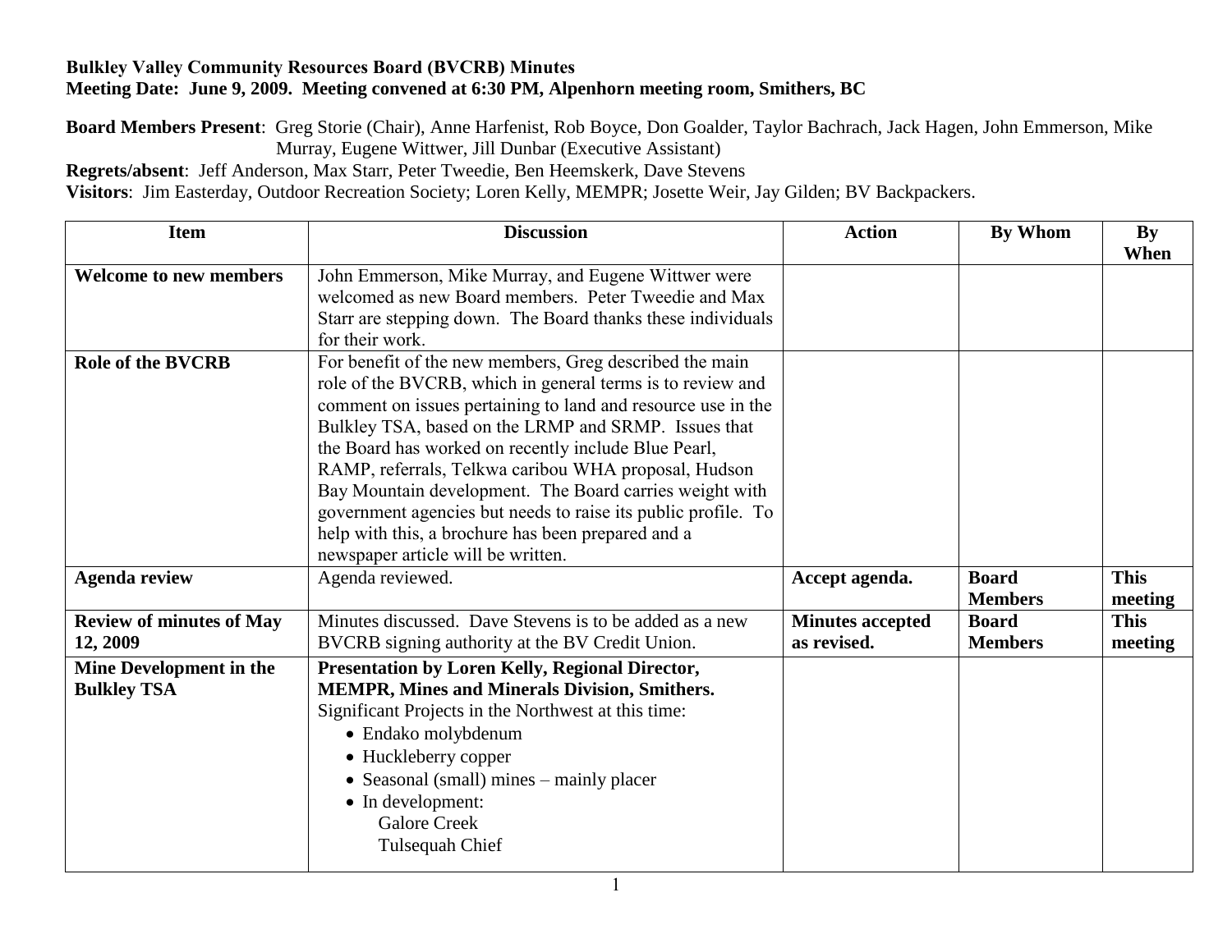**Bulkley Valley Community Resources Board (BVCRB) Minutes**
**Meeting Date: June 9, 2009. Meeting convened at 6:30 PM, Alpenhorn meeting room, Smithers, BC**

**Board Members Present**: Greg Storie (Chair), Anne Harfenist, Rob Boyce, Don Goalder, Taylor Bachrach, Jack Hagen, John Emmerson, Mike Murray, Eugene Wittwer, Jill Dunbar (Executive Assistant)
**Regrets/absent**: Jeff Anderson, Max Starr, Peter Tweedie, Ben Heemskerk, Dave Stevens
**Visitors**: Jim Easterday, Outdoor Recreation Society; Loren Kelly, MEMPR; Josette Weir, Jay Gilden; BV Backpackers.

| Item | Discussion | Action | By Whom | By When |
|---|---|---|---|---|
| **Welcome to new members** | John Emmerson, Mike Murray, and Eugene Wittwer were welcomed as new Board members. Peter Tweedie and Max Starr are stepping down. The Board thanks these individuals for their work. | | | |
| **Role of the BVCRB** | For benefit of the new members, Greg described the main role of the BVCRB, which in general terms is to review and comment on issues pertaining to land and resource use in the Bulkley TSA, based on the LRMP and SRMP. Issues that the Board has worked on recently include Blue Pearl, RAMP, referrals, Telkwa caribou WHA proposal, Hudson Bay Mountain development. The Board carries weight with government agencies but needs to raise its public profile. To help with this, a brochure has been prepared and a newspaper article will be written. | | | |
| **Agenda review** | Agenda reviewed. | **Accept agenda.** | **Board Members** | **This meeting** |
| **Review of minutes of May 12, 2009** | Minutes discussed. Dave Stevens is to be added as a new BVCRB signing authority at the BV Credit Union. | **Minutes accepted as revised.** | **Board Members** | **This meeting** |
| **Mine Development in the Bulkley TSA** | **Presentation by Loren Kelly, Regional Director, MEMPR, Mines and Minerals Division, Smithers.**<br>Significant Projects in the Northwest at this time:<br>• Endako molybdenum<br>• Huckleberry copper<br>• Seasonal (small) mines – mainly placer<br>• In development:<br>&nbsp;&nbsp;&nbsp;&nbsp;Galore Creek<br>&nbsp;&nbsp;&nbsp;&nbsp;Tulsequah Chief | | | |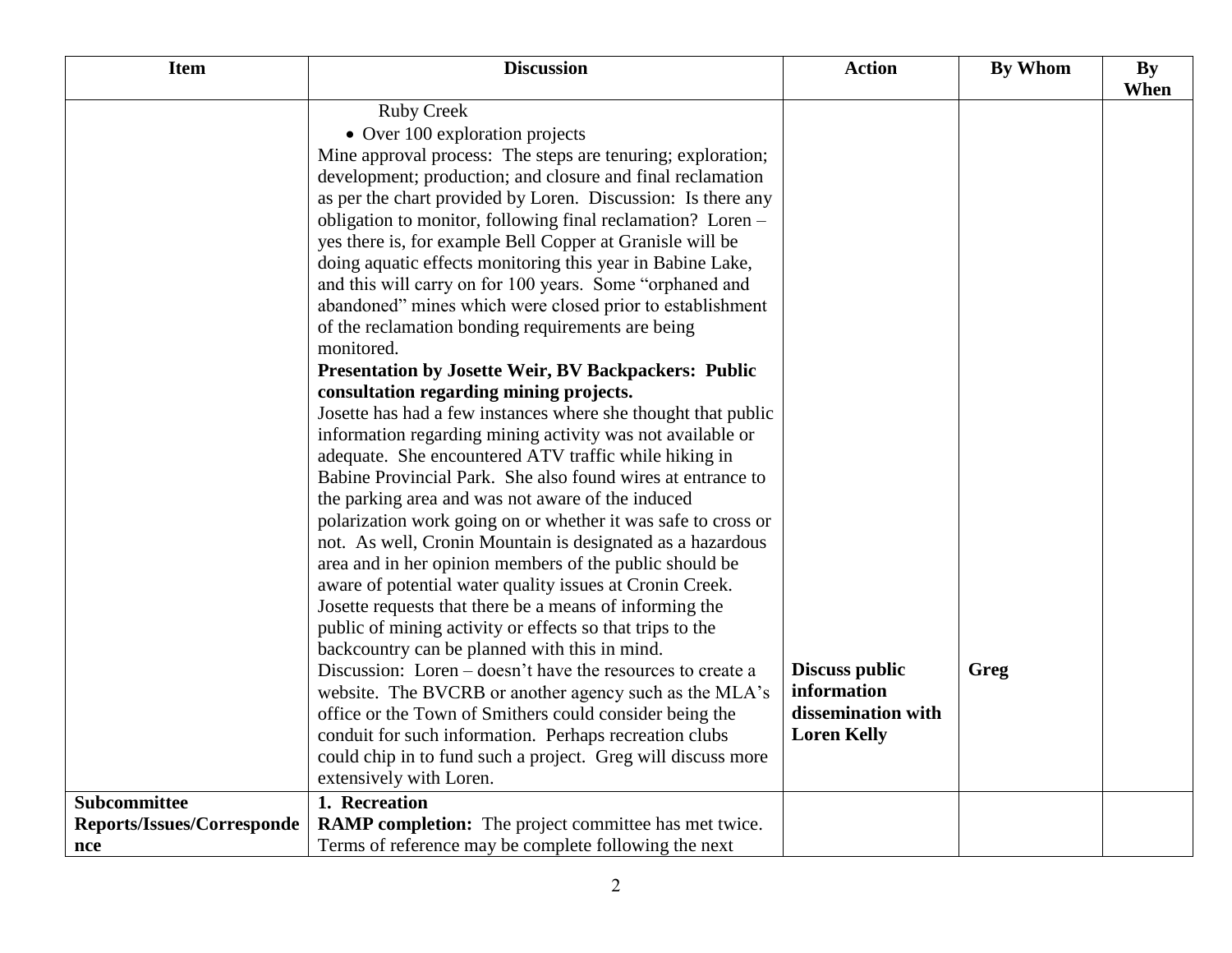| Item | Discussion | Action | By Whom | By When |
|---|---|---|---|---|
| | Ruby Creek<br>• Over 100 exploration projects<br>Mine approval process: The steps are tenuring; exploration; development; production; and closure and final reclamation as per the chart provided by Loren. Discussion: Is there any obligation to monitor, following final reclamation? Loren – yes there is, for example Bell Copper at Granisle will be doing aquatic effects monitoring this year in Babine Lake, and this will carry on for 100 years. Some "orphaned and abandoned" mines which were closed prior to establishment of the reclamation bonding requirements are being monitored.<br>**Presentation by Josette Weir, BV Backpackers: Public consultation regarding mining projects.**<br>Josette has had a few instances where she thought that public information regarding mining activity was not available or adequate. She encountered ATV traffic while hiking in Babine Provincial Park. She also found wires at entrance to the parking area and was not aware of the induced polarization work going on or whether it was safe to cross or not. As well, Cronin Mountain is designated as a hazardous area and in her opinion members of the public should be aware of potential water quality issues at Cronin Creek. Josette requests that there be a means of informing the public of mining activity or effects so that trips to the backcountry can be planned with this in mind.<br>Discussion: Loren – doesn't have the resources to create a website. The BVCRB or another agency such as the MLA's office or the Town of Smithers could consider being the conduit for such information. Perhaps recreation clubs could chip in to fund such a project. Greg will discuss more extensively with Loren. | **Discuss public information dissemination with Loren Kelly** | **Greg** | |
| **Subcommittee Reports/Issues/Correspondence** | **1. Recreation**<br>**RAMP completion:** The project committee has met twice. Terms of reference may be complete following the next | | | |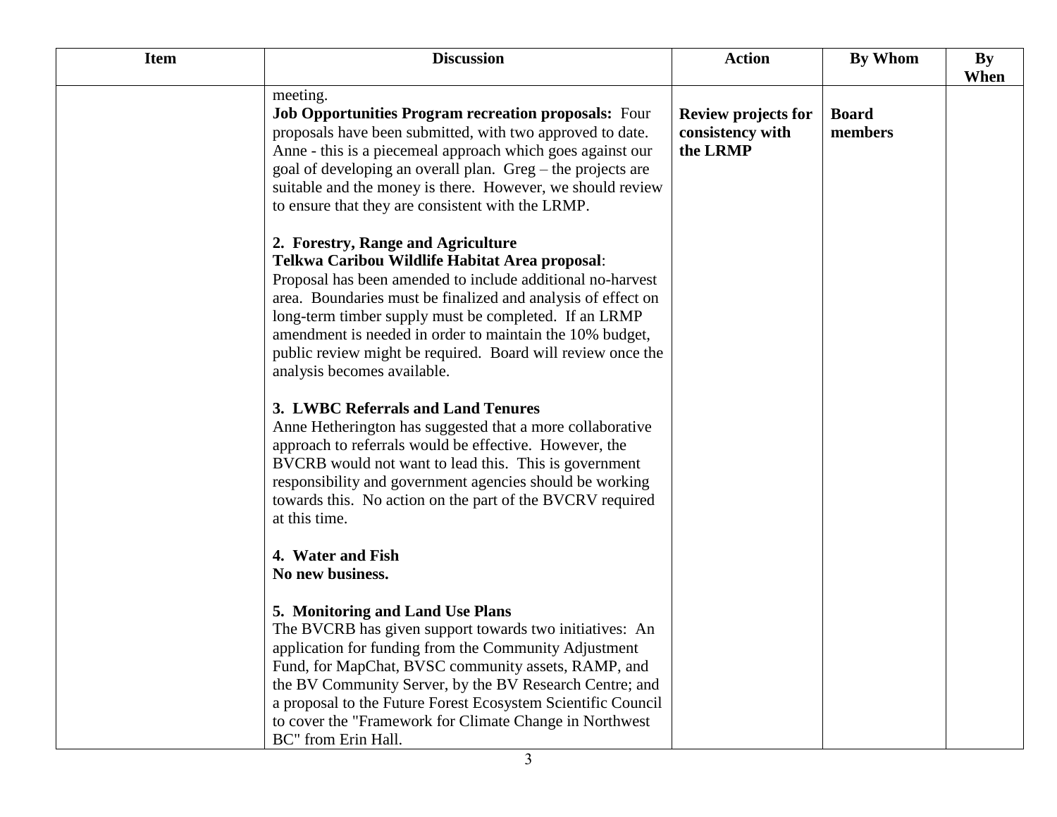| Item | Discussion | Action | By Whom | By When |
|---|---|---|---|---|
| | meeting.<br>**Job Opportunities Program recreation proposals:** Four proposals have been submitted, with two approved to date. Anne - this is a piecemeal approach which goes against our goal of developing an overall plan. Greg – the projects are suitable and the money is there. However, we should review to ensure that they are consistent with the LRMP.<br><br>**2. Forestry, Range and Agriculture**<br>**Telkwa Caribou Wildlife Habitat Area proposal**: Proposal has been amended to include additional no-harvest area. Boundaries must be finalized and analysis of effect on long-term timber supply must be completed. If an LRMP amendment is needed in order to maintain the 10% budget, public review might be required. Board will review once the analysis becomes available.<br><br>**3. LWBC Referrals and Land Tenures**<br>Anne Hetherington has suggested that a more collaborative approach to referrals would be effective. However, the BVCRB would not want to lead this. This is government responsibility and government agencies should be working towards this. No action on the part of the BVCRV required at this time.<br><br>**4. Water and Fish**<br>**No new business.**<br><br>**5. Monitoring and Land Use Plans**<br>The BVCRB has given support towards two initiatives: An application for funding from the Community Adjustment Fund, for MapChat, BVSC community assets, RAMP, and the BV Community Server, by the BV Research Centre; and a proposal to the Future Forest Ecosystem Scientific Council to cover the "Framework for Climate Change in Northwest BC" from Erin Hall. | **Review projects for consistency with the LRMP** | **Board members** | |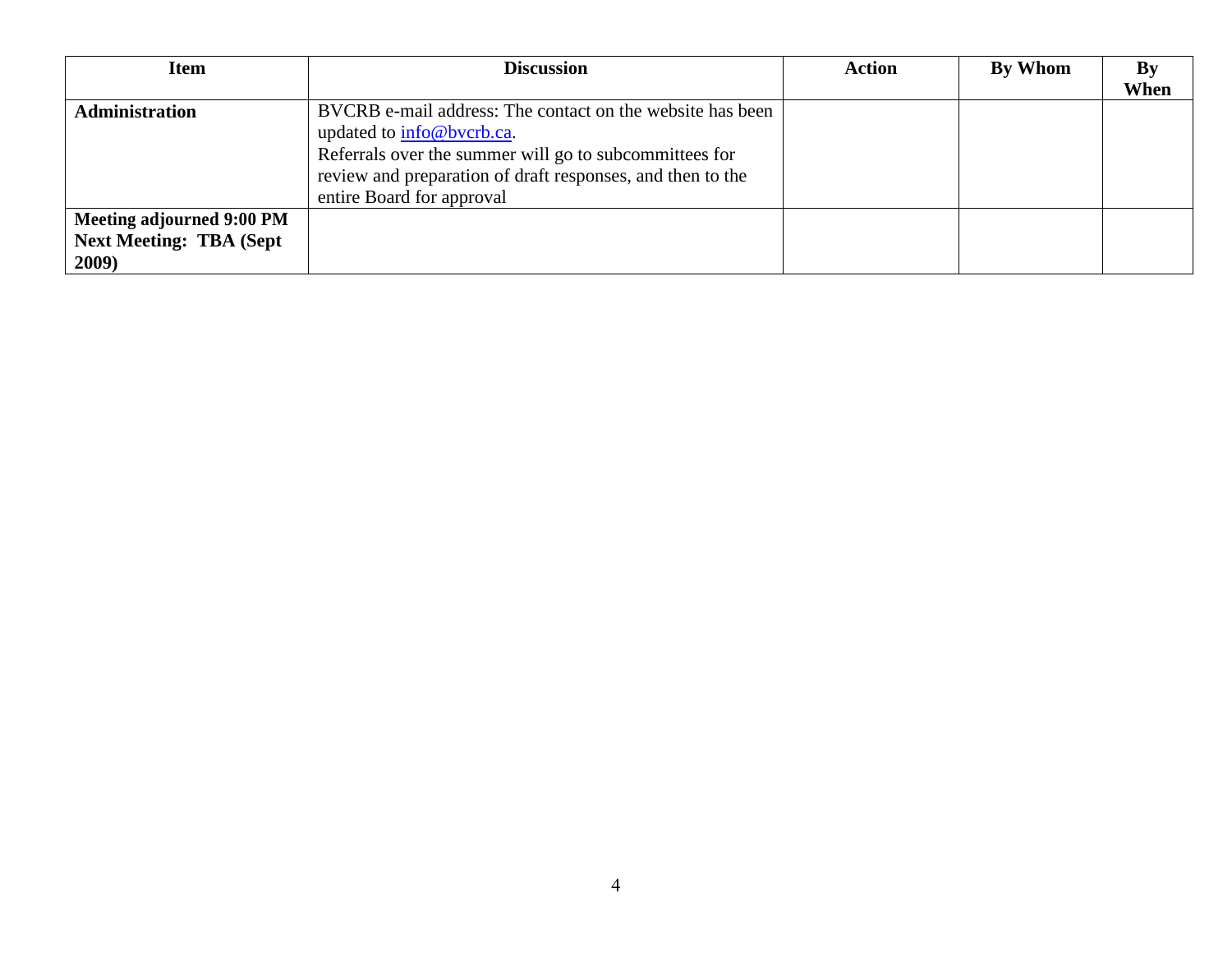| Item | Discussion | Action | By Whom | By When |
|---|---|---|---|---|
| **Administration** | BVCRB e-mail address: The contact on the website has been updated to info@bvcrb.ca.<br>Referrals over the summer will go to subcommittees for review and preparation of draft responses, and then to the entire Board for approval | | | |
| **Meeting adjourned 9:00 PM**<br>**Next Meeting: TBA (Sept 2009)** | | | | |